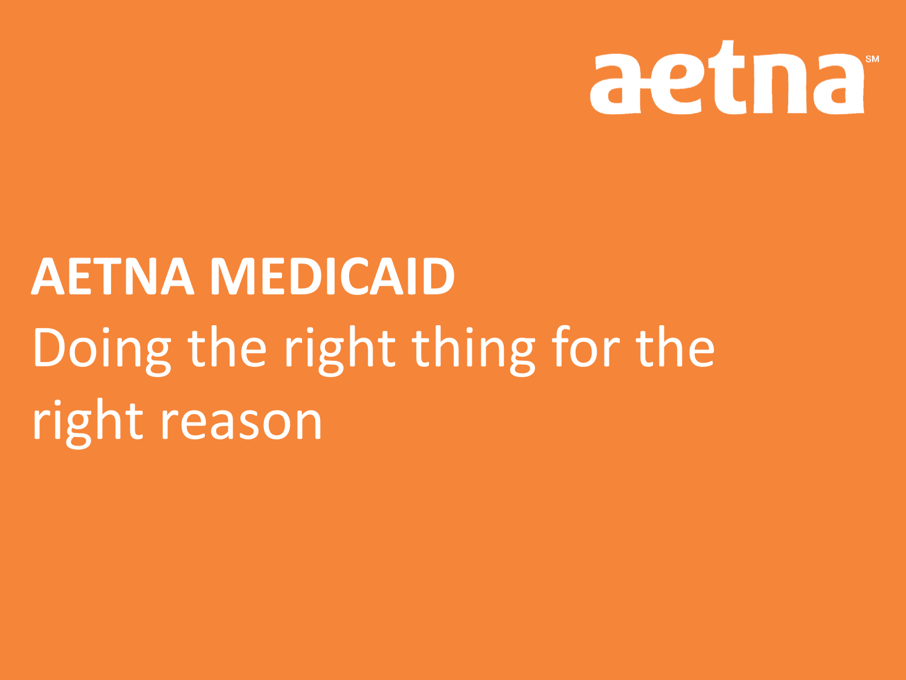aetna[SM]

# AETNA MEDICAID

Doing the right thing for the right reason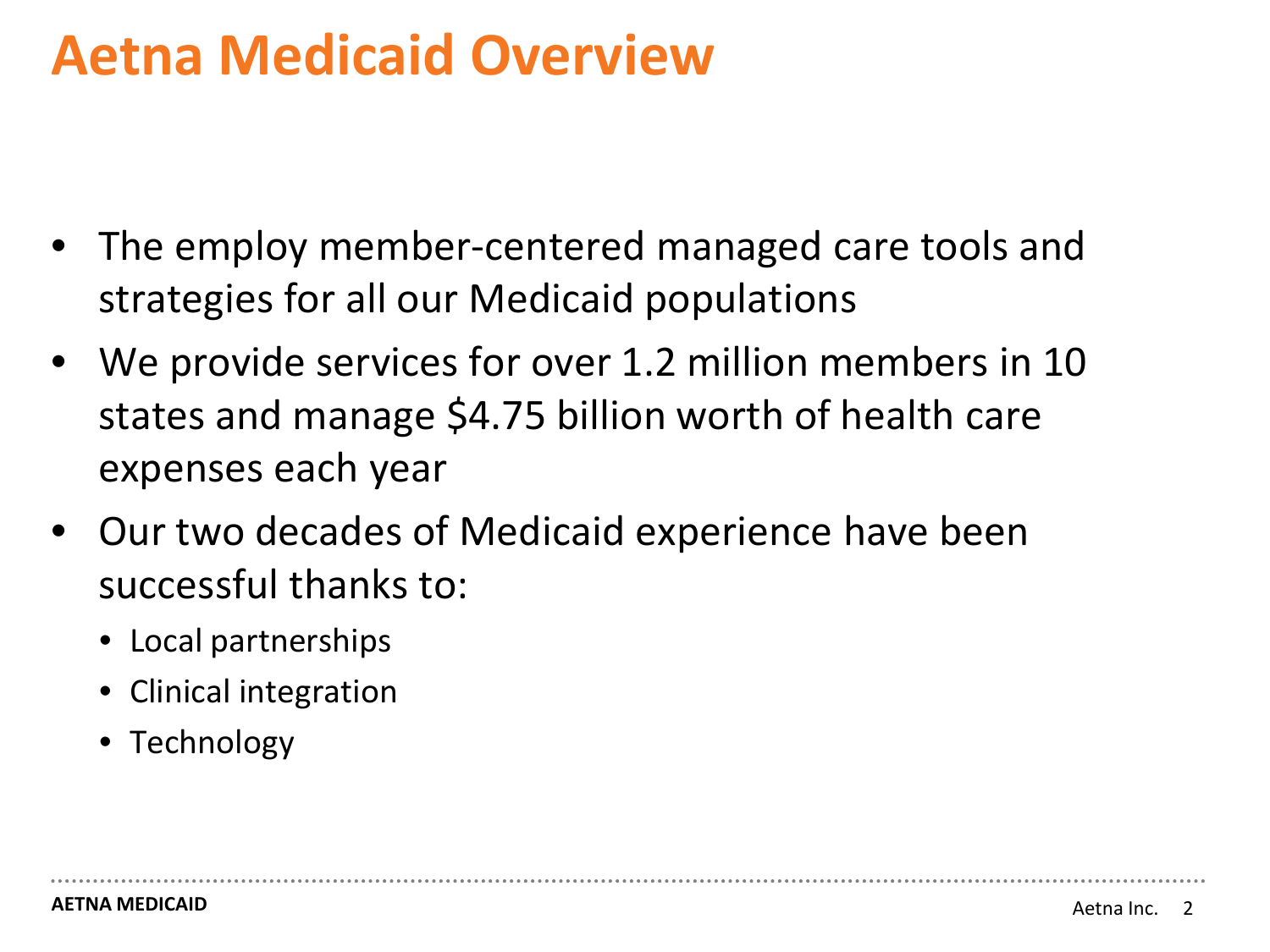# Aetna Medicaid Overview

- The employ member-centered managed care tools and strategies for all our Medicaid populations
- We provide services for over 1.2 million members in 10 states and manage $4.75 billion worth of health care expenses each year
- Our two decades of Medicaid experience have been successful thanks to:
  - Local partnerships
  - Clinical integration
  - Technology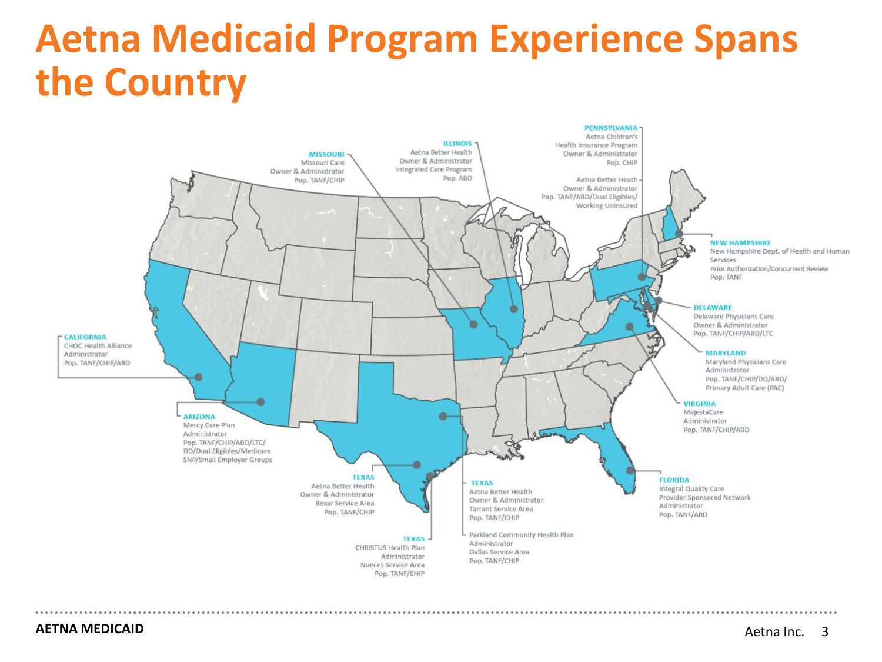# Aetna Medicaid Program Experience Spans the Country

**MISSOURI**
Missouri Care
Owner & Administrator
Pop. TANF/CHIP

**ILLINOIS**
Aetna Better Health
Owner & Administrator
Integrated Care Program
Pop. ABD

**PENNSYLVANIA**
Aetna Children's Health Insurance Program
Owner & Administrator
Pop. CHIP

Aetna Better Heath
Owner & Administrator
Pop. TANF/ABD/Dual Eligibles/Working Uninsured

**NEW HAMPSHIRE**
New Hampshire Dept. of Health and Human Services
Prior Authorization/Concurrent Review
Pop. TANF

**DELAWARE**
Delaware Physicians Care
Owner & Administrator
Pop. TANF/CHIP/ABD/LTC

**MARYLAND**
Maryland Physicians Care
Administrator
Pop. TANF/CHIP/DD/ABD/Primary Adult Care (PAC)

**VIRGINIA**
MajestaCare
Administrator
Pop. TANF/CHIP/ABD

**FLORIDA**
Integral Quality Care
Provider Sponsored Network
Administrator
Pop. TANF/ABD

**CALIFORNIA**
CHOC Health Alliance
Administrator
Pop. TANF/CHIP/ABD

**ARIZONA**
Mercy Care Plan
Administrator
Pop. TANF/CHIP/ABD/LTC/DD/Dual Eligibles/Medicare SNP/Small Employer Groups

**TEXAS**
Aetna Better Health
Owner & Administrator
Bexar Service Area
Pop. TANF/CHIP

**TEXAS**
CHRISTUS Health Plan
Administrator
Nueces Service Area
Pop. TANF/CHIP

**TEXAS**
Aetna Better Health
Owner & Administrator
Tarrant Service Area
Pop. TANF/CHIP

Parkland Community Health Plan
Administrator
Dallas Service Area
Pop. TANF/CHIP

**AETNA MEDICAID**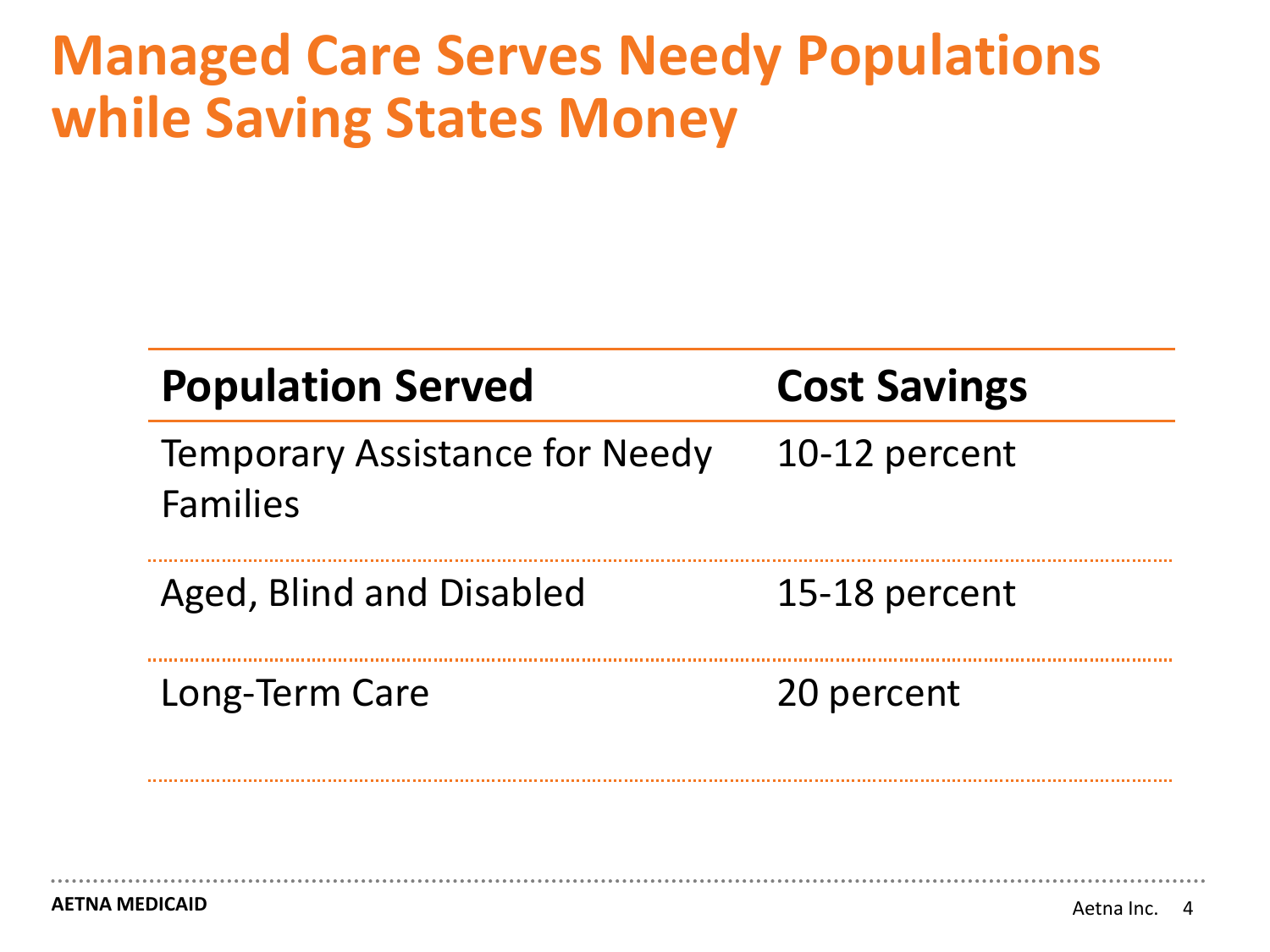# Managed Care Serves Needy Populations while Saving States Money

| Population Served | Cost Savings |
| --- | --- |
| Temporary Assistance for Needy Families | 10-12 percent |
| Aged, Blind and Disabled | 15-18 percent |
| Long-Term Care | 20 percent |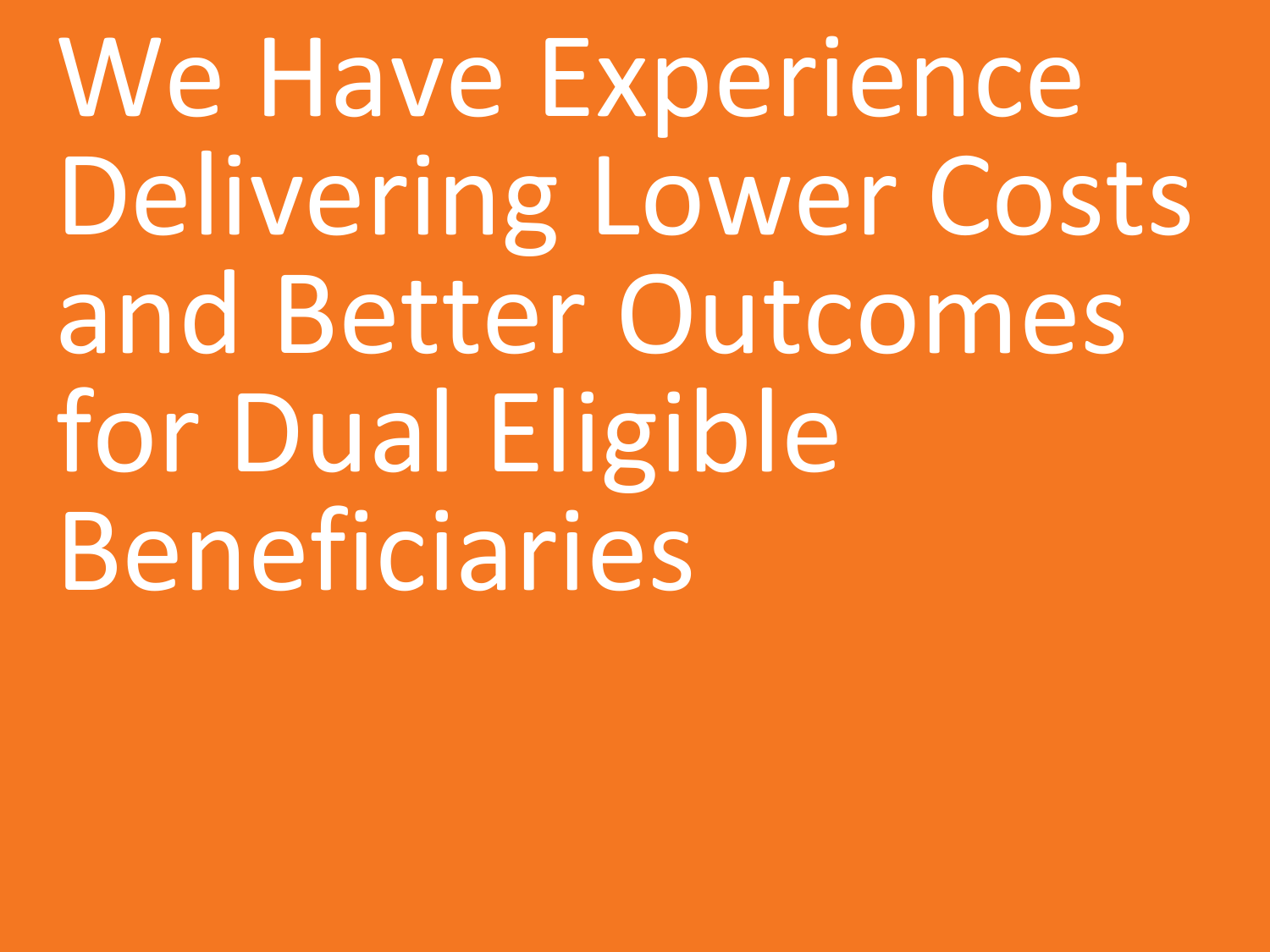# We Have Experience Delivering Lower Costs and Better Outcomes for Dual Eligible Beneficiaries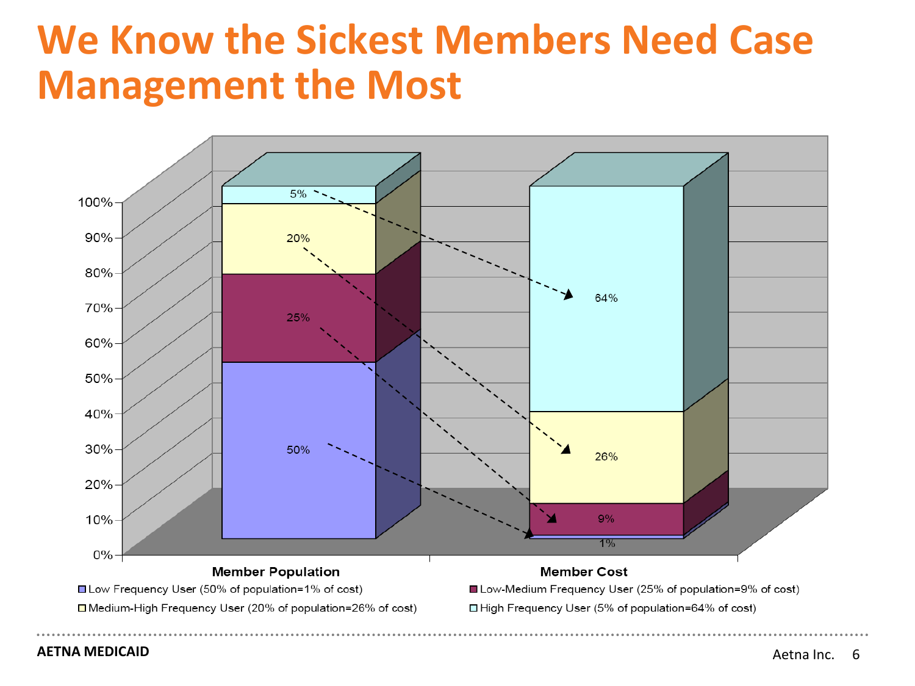# We Know the Sickest Members Need Case Management the Most

| | Member Population | Member Cost |
|---|---|---|
| Low Frequency User | 50% | 1% |
| Low-Medium Frequency User | 25% | 9% |
| Medium-High Frequency User | 20% | 26% |
| High Frequency User | 5% | 64% |

- Low Frequency User (50% of population=1% of cost)
- Low-Medium Frequency User (25% of population=9% of cost)
- Medium-High Frequency User (20% of population=26% of cost)
- High Frequency User (5% of population=64% of cost)

AETNA MEDICAID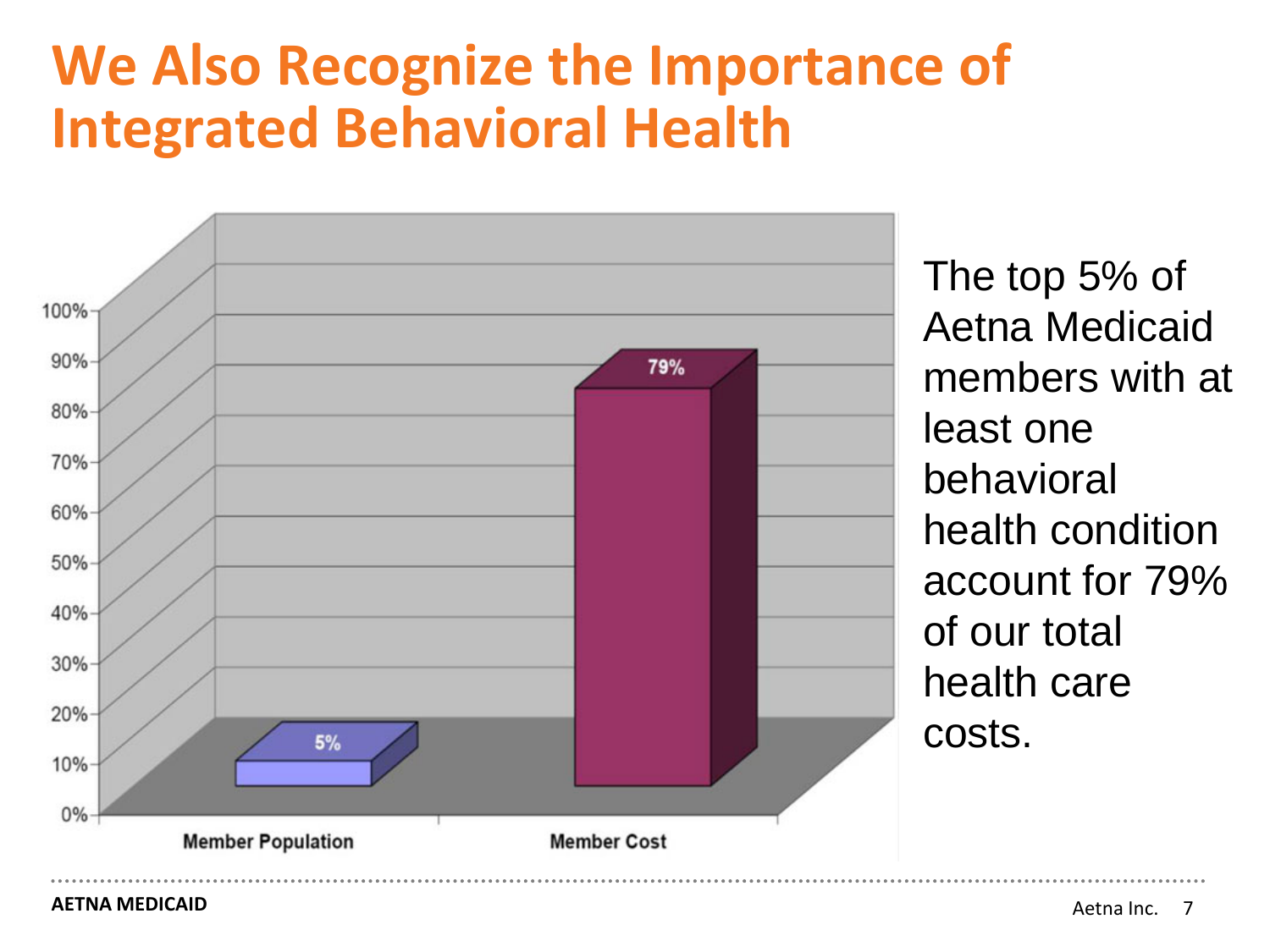# We Also Recognize the Importance of Integrated Behavioral Health

| | Member Population | Member Cost |
|---|---|---|
| % | 5% | 79% |

The top 5% of Aetna Medicaid members with at least one behavioral health condition account for 79% of our total health care costs.

**AETNA MEDICAID**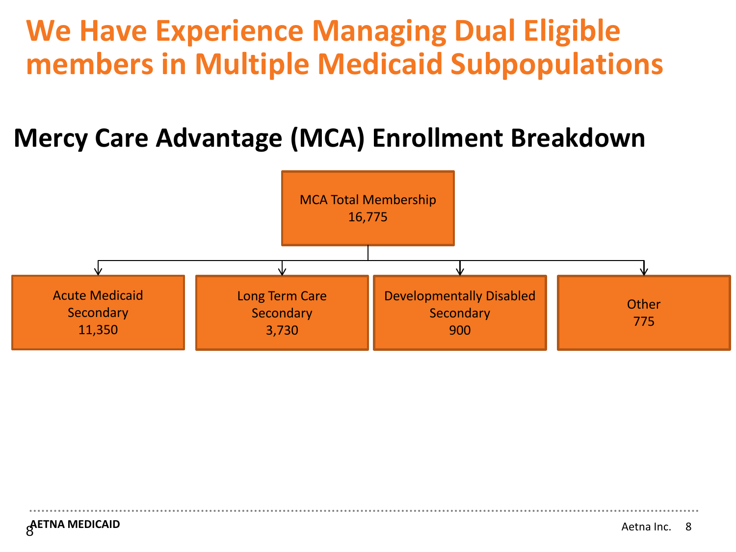# We Have Experience Managing Dual Eligible members in Multiple Medicaid Subpopulations

## Mercy Care Advantage (MCA) Enrollment Breakdown

**MCA Total Membership**
16,775

- **Acute Medicaid Secondary**: 11,350
- **Long Term Care Secondary**: 3,730
- **Developmentally Disabled Secondary**: 900
- **Other**: 775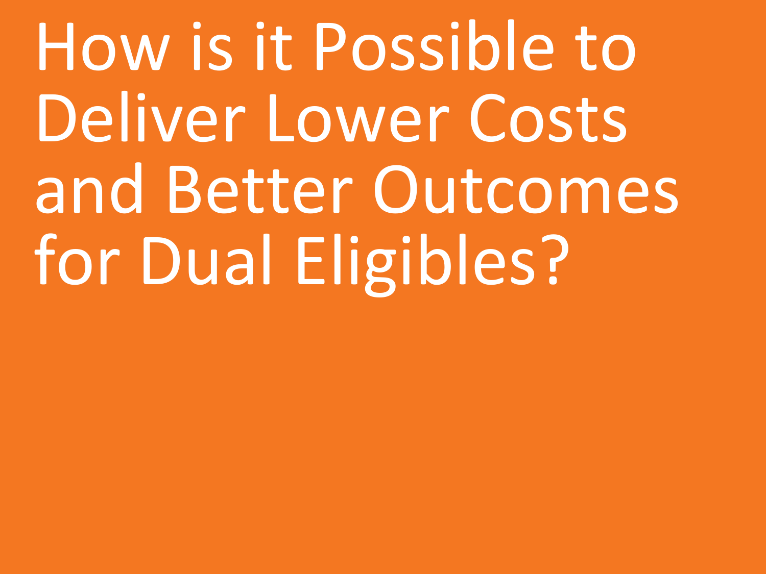# How is it Possible to Deliver Lower Costs and Better Outcomes for Dual Eligibles?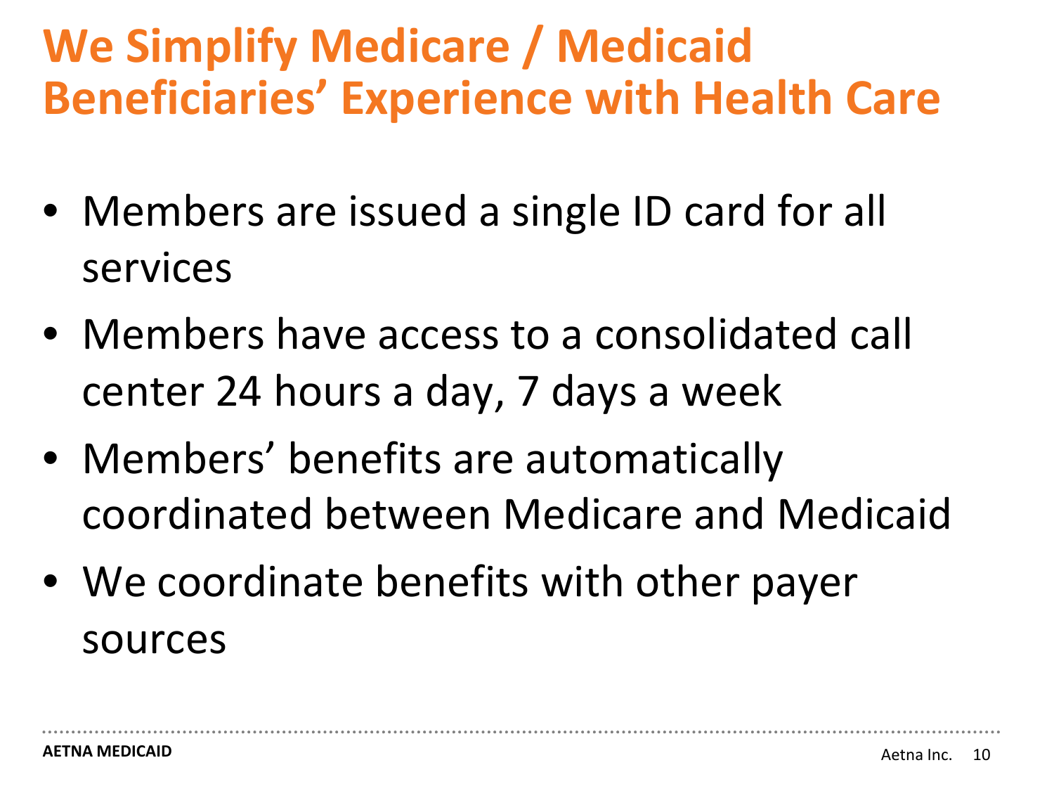# We Simplify Medicare / Medicaid Beneficiaries' Experience with Health Care

- Members are issued a single ID card for all services
- Members have access to a consolidated call center 24 hours a day, 7 days a week
- Members' benefits are automatically coordinated between Medicare and Medicaid
- We coordinate benefits with other payer sources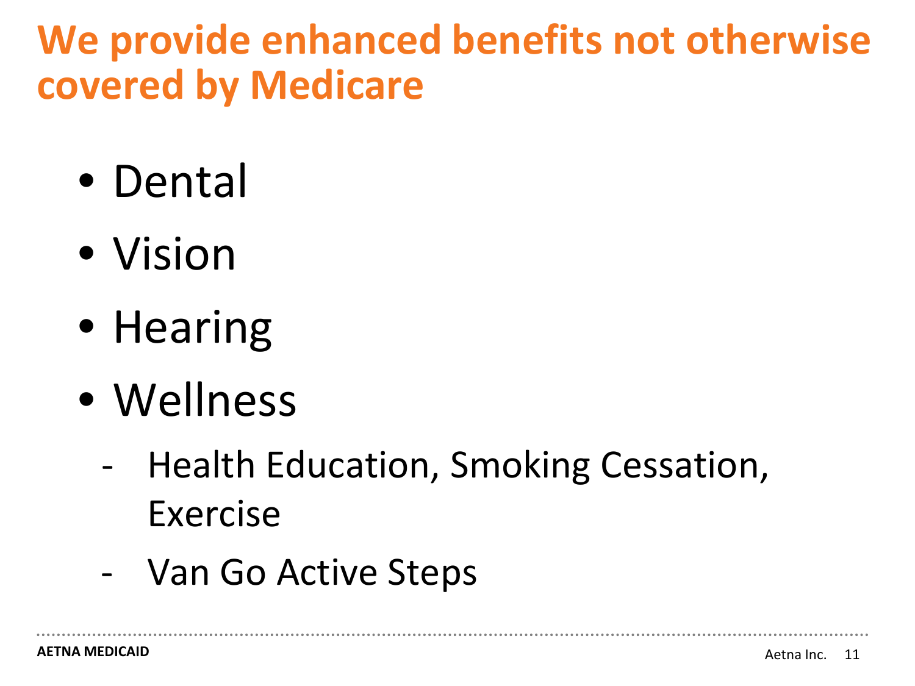# We provide enhanced benefits not otherwise covered by Medicare

- Dental
- Vision
- Hearing
- Wellness
  - Health Education, Smoking Cessation, Exercise
  - Van Go Active Steps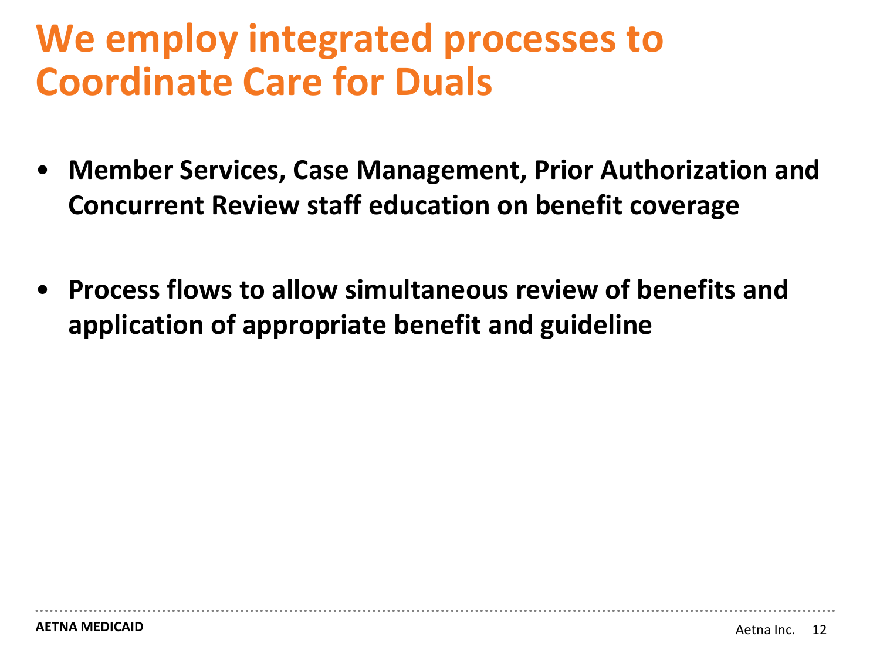# We employ integrated processes to Coordinate Care for Duals

- **Member Services, Case Management, Prior Authorization and Concurrent Review staff education on benefit coverage**

- **Process flows to allow simultaneous review of benefits and application of appropriate benefit and guideline**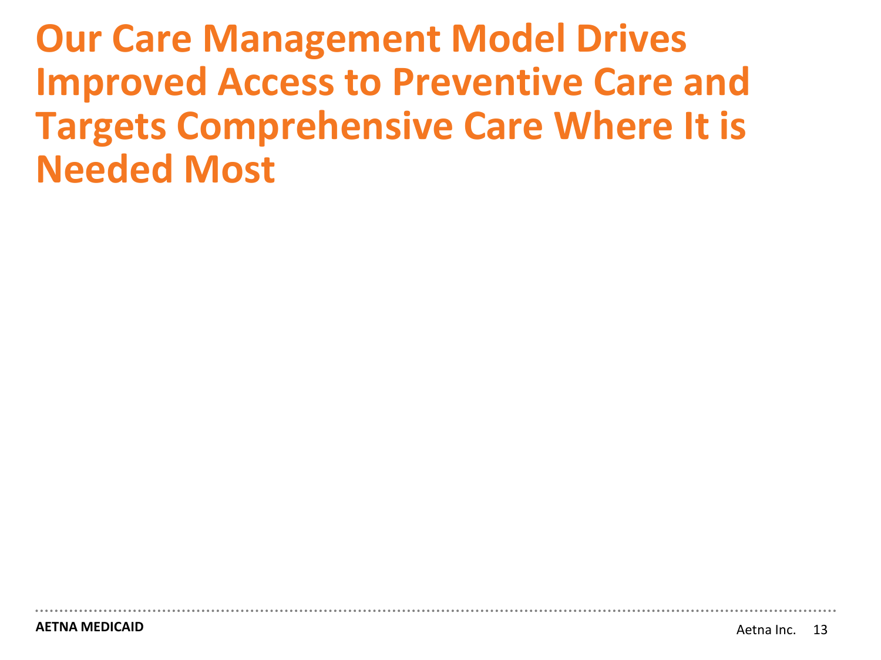# Our Care Management Model Drives Improved Access to Preventive Care and Targets Comprehensive Care Where It is Needed Most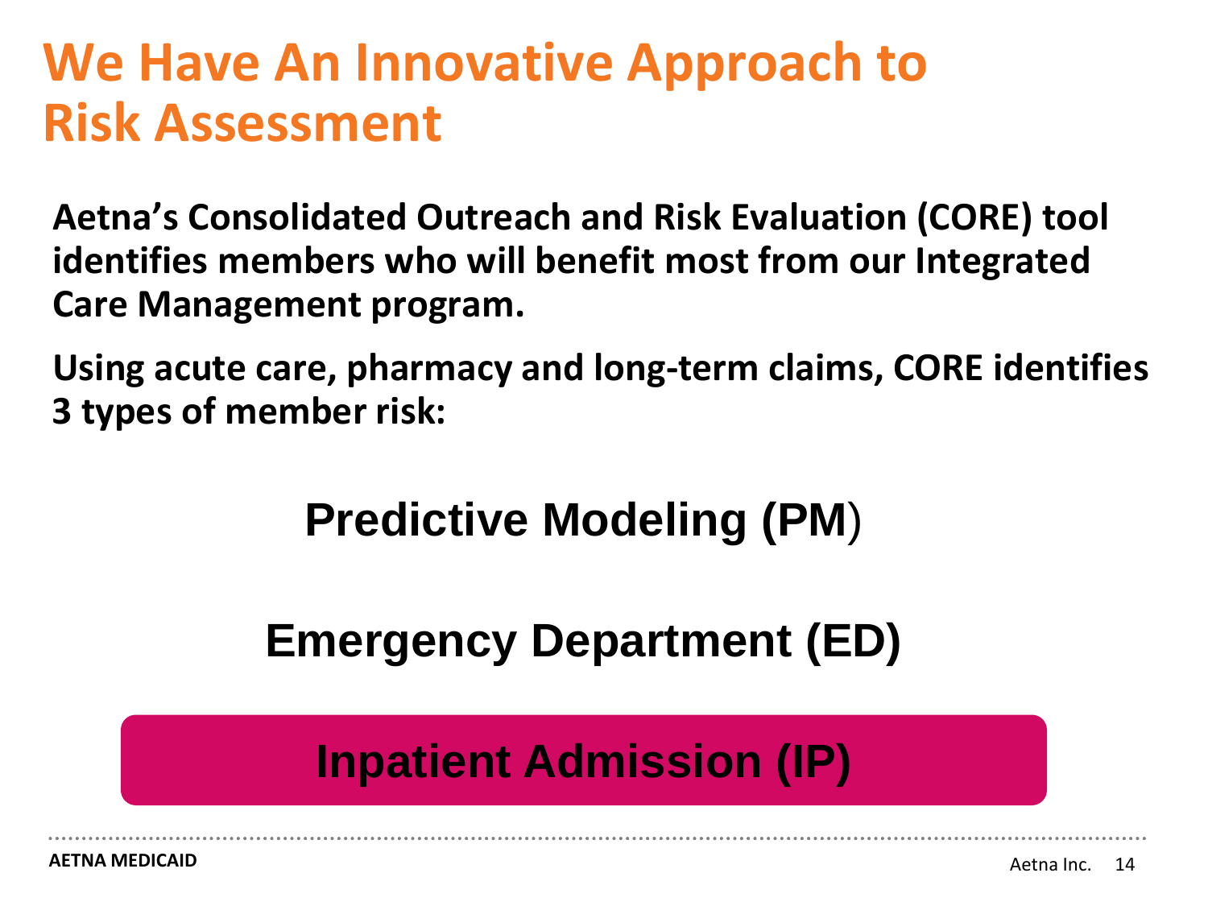# We Have An Innovative Approach to Risk Assessment

**Aetna's Consolidated Outreach and Risk Evaluation (CORE) tool identifies members who will benefit most from our Integrated Care Management program.**

**Using acute care, pharmacy and long-term claims, CORE identifies 3 types of member risk:**

**Predictive Modeling (PM)**

**Emergency Department (ED)**

**Inpatient Admission (IP)**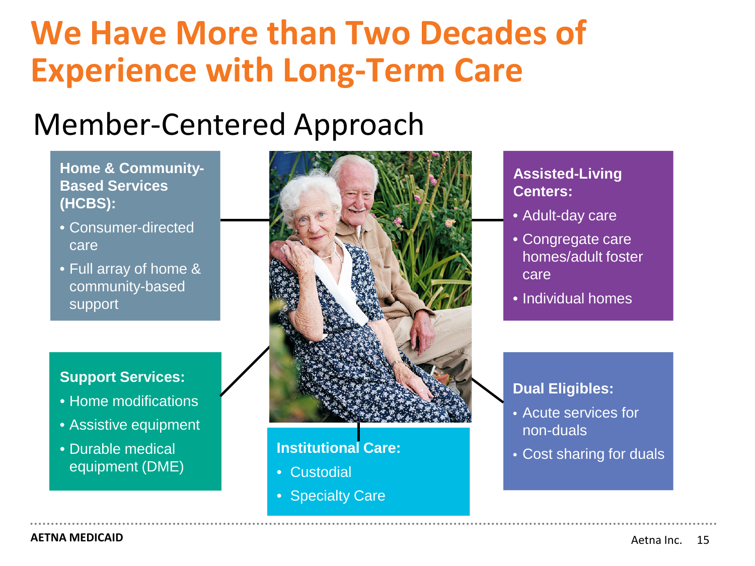# We Have More than Two Decades of Experience with Long-Term Care

## Member-Centered Approach

**Home & Community-Based Services (HCBS):**

- Consumer-directed care
- Full array of home & community-based support

**Assisted-Living Centers:**

- Adult-day care
- Congregate care homes/adult foster care
- Individual homes

**Support Services:**

- Home modifications
- Assistive equipment
- Durable medical equipment (DME)

**Institutional Care:**

- Custodial
- Specialty Care

**Dual Eligibles:**

- Acute services for non-duals
- Cost sharing for duals

AETNA MEDICAID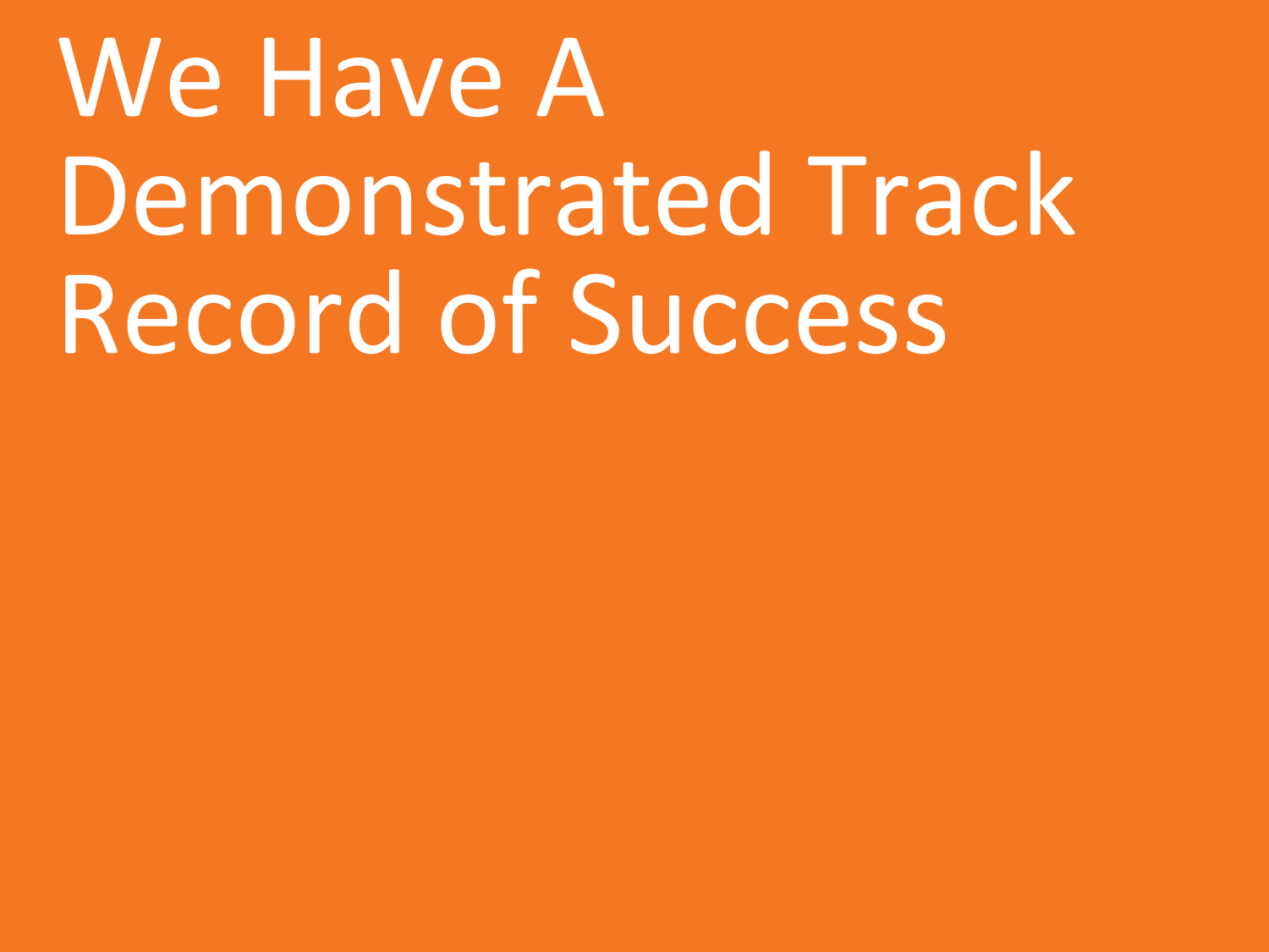# We Have A Demonstrated Track Record of Success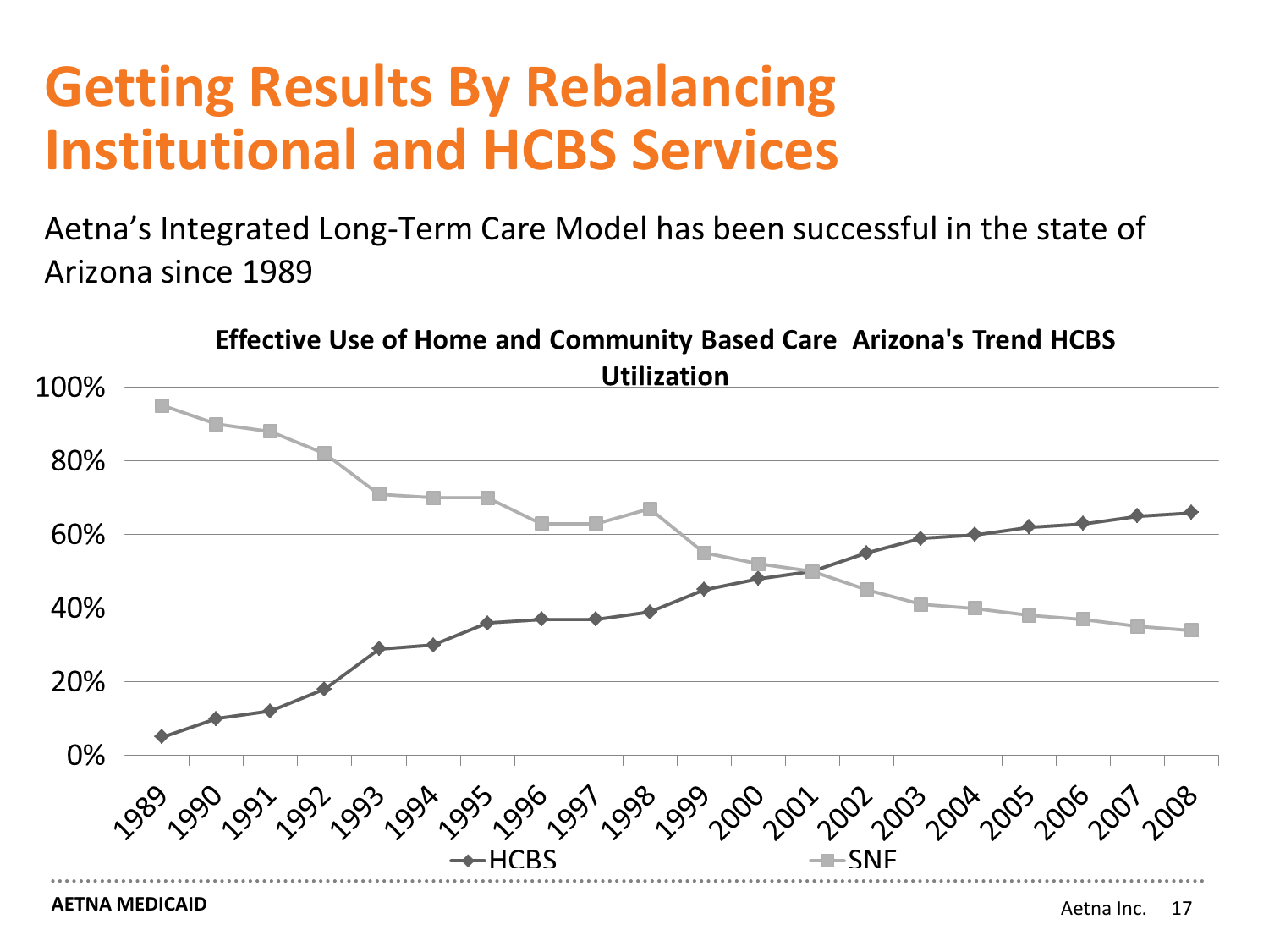# Getting Results By Rebalancing Institutional and HCBS Services

Aetna's Integrated Long-Term Care Model has been successful in the state of Arizona since 1989

**Effective Use of Home and Community Based Care Arizona's Trend HCBS Utilization**

| Year | HCBS | SNF |
|---|---|---|
| 1989 | 5% | 95% |
| 1990 | 10% | 90% |
| 1991 | 12% | 88% |
| 1992 | 18% | 82% |
| 1993 | 29% | 71% |
| 1994 | 30% | 70% |
| 1995 | 36% | 70% |
| 1996 | 37% | 63% |
| 1997 | 37% | 63% |
| 1998 | 39% | 67% |
| 1999 | 45% | 55% |
| 2000 | 48% | 52% |
| 2001 | 50% | 50% |
| 2002 | 55% | 45% |
| 2003 | 59% | 41% |
| 2004 | 60% | 40% |
| 2005 | 62% | 38% |
| 2006 | 63% | 37% |
| 2007 | 65% | 35% |
| 2008 | 66% | 34% |

AETNA MEDICAID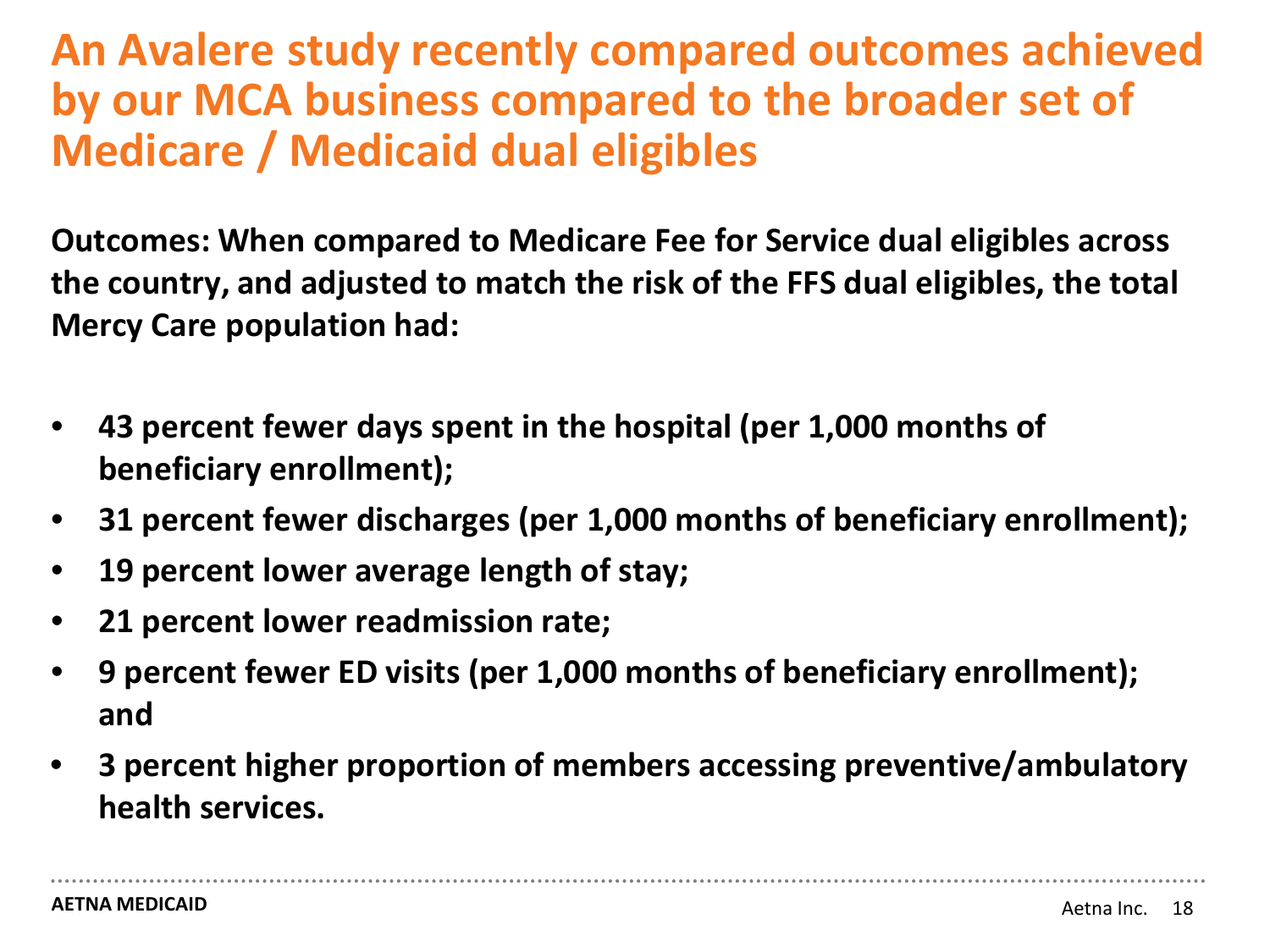# An Avalere study recently compared outcomes achieved by our MCA business compared to the broader set of Medicare / Medicaid dual eligibles

**Outcomes: When compared to Medicare Fee for Service dual eligibles across the country, and adjusted to match the risk of the FFS dual eligibles, the total Mercy Care population had:**

- **43 percent fewer days spent in the hospital (per 1,000 months of beneficiary enrollment);**
- **31 percent fewer discharges (per 1,000 months of beneficiary enrollment);**
- **19 percent lower average length of stay;**
- **21 percent lower readmission rate;**
- **9 percent fewer ED visits (per 1,000 months of beneficiary enrollment); and**
- **3 percent higher proportion of members accessing preventive/ambulatory health services.**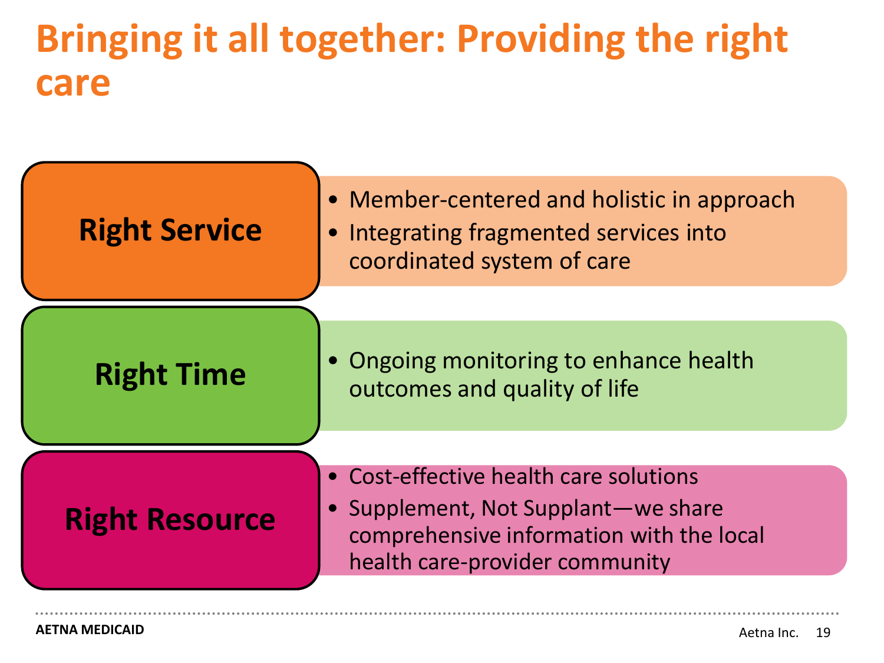# Bringing it all together: Providing the right care

## Right Service

- Member-centered and holistic in approach
- Integrating fragmented services into coordinated system of care

## Right Time

- Ongoing monitoring to enhance health outcomes and quality of life

## Right Resource

- Cost-effective health care solutions
- Supplement, Not Supplant—we share comprehensive information with the local health care-provider community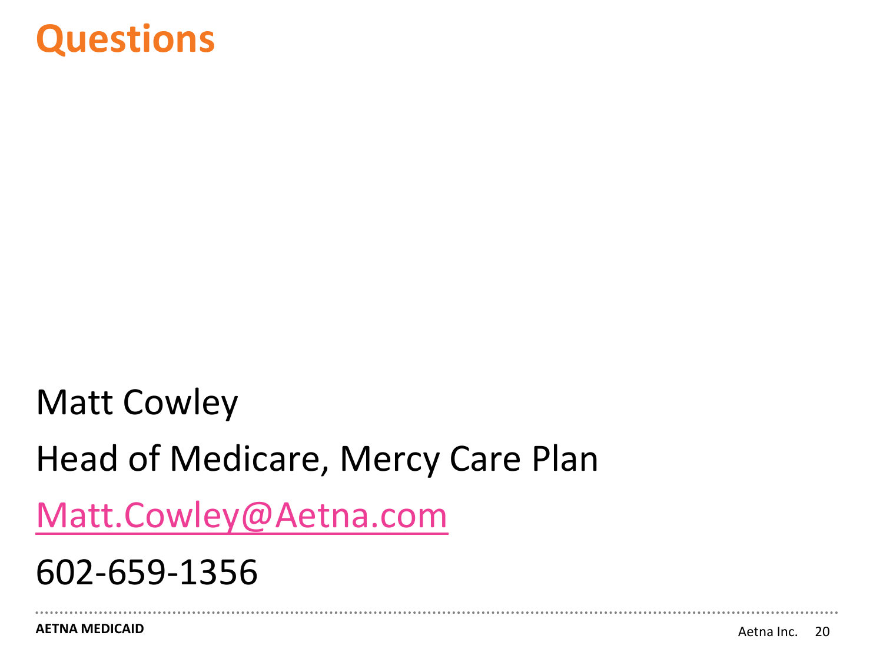# Questions

Matt Cowley

Head of Medicare, Mercy Care Plan

Matt.Cowley@Aetna.com

602-659-1356